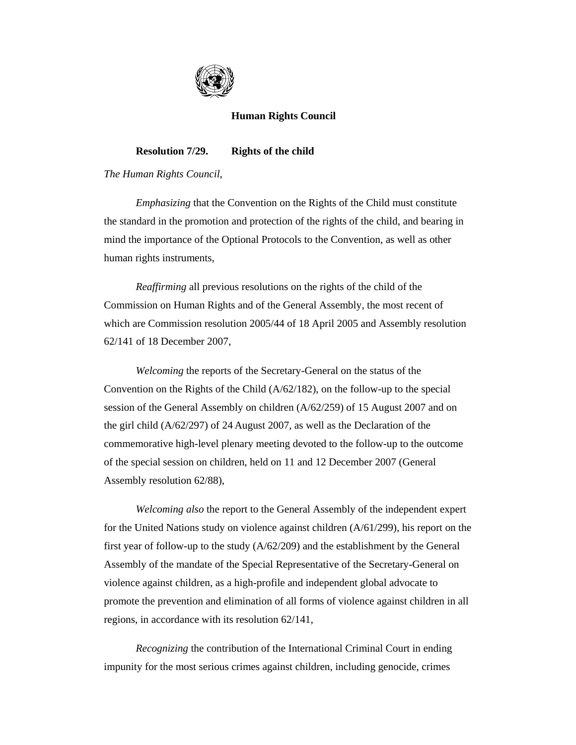# Human Rights Council

## Resolution 7/29. Rights of the child

*The Human Rights Council*,

*Emphasizing* that the Convention on the Rights of the Child must constitute the standard in the promotion and protection of the rights of the child, and bearing in mind the importance of the Optional Protocols to the Convention, as well as other human rights instruments,

*Reaffirming* all previous resolutions on the rights of the child of the Commission on Human Rights and of the General Assembly, the most recent of which are Commission resolution 2005/44 of 18 April 2005 and Assembly resolution 62/141 of 18 December 2007,

*Welcoming* the reports of the Secretary-General on the status of the Convention on the Rights of the Child (A/62/182), on the follow-up to the special session of the General Assembly on children (A/62/259) of 15 August 2007 and on the girl child (A/62/297) of 24 August 2007, as well as the Declaration of the commemorative high-level plenary meeting devoted to the follow-up to the outcome of the special session on children, held on 11 and 12 December 2007 (General Assembly resolution 62/88),

*Welcoming also* the report to the General Assembly of the independent expert for the United Nations study on violence against children (A/61/299), his report on the first year of follow-up to the study (A/62/209) and the establishment by the General Assembly of the mandate of the Special Representative of the Secretary-General on violence against children, as a high-profile and independent global advocate to promote the prevention and elimination of all forms of violence against children in all regions, in accordance with its resolution 62/141,

*Recognizing* the contribution of the International Criminal Court in ending impunity for the most serious crimes against children, including genocide, crimes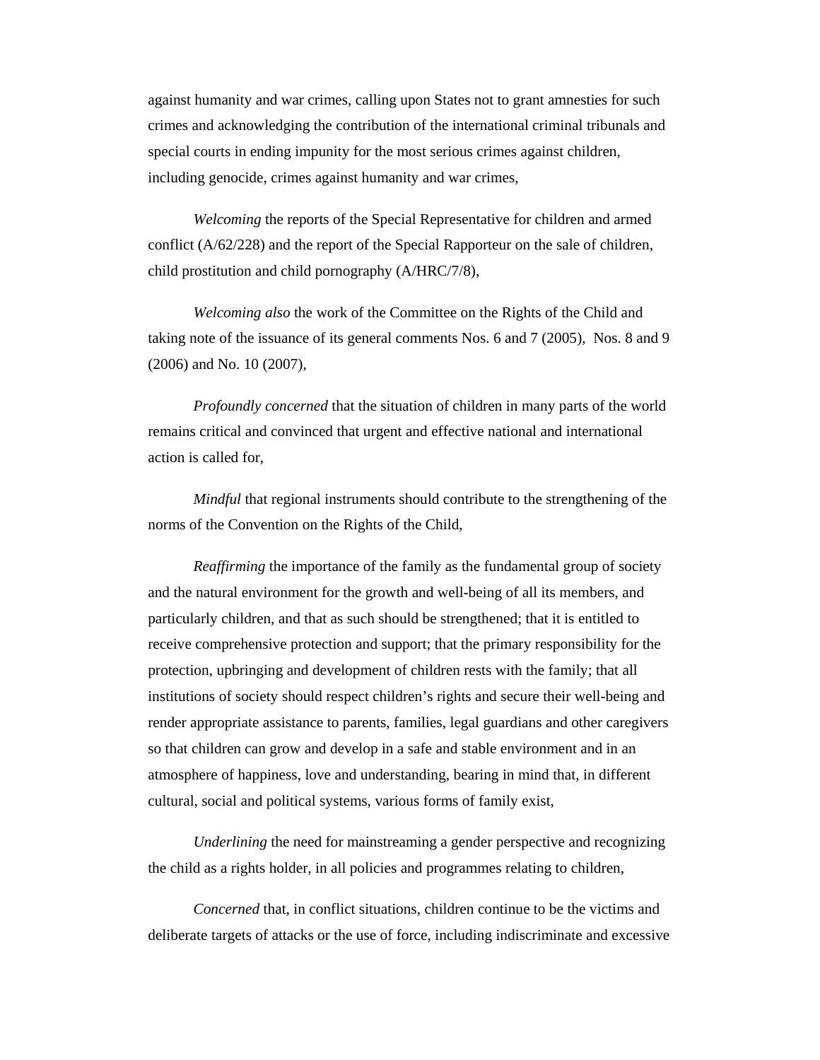against humanity and war crimes, calling upon States not to grant amnesties for such crimes and acknowledging the contribution of the international criminal tribunals and special courts in ending impunity for the most serious crimes against children, including genocide, crimes against humanity and war crimes,

*Welcoming* the reports of the Special Representative for children and armed conflict (A/62/228) and the report of the Special Rapporteur on the sale of children, child prostitution and child pornography (A/HRC/7/8),

*Welcoming also* the work of the Committee on the Rights of the Child and taking note of the issuance of its general comments Nos. 6 and 7 (2005), Nos. 8 and 9 (2006) and No. 10 (2007),

*Profoundly concerned* that the situation of children in many parts of the world remains critical and convinced that urgent and effective national and international action is called for,

*Mindful* that regional instruments should contribute to the strengthening of the norms of the Convention on the Rights of the Child,

*Reaffirming* the importance of the family as the fundamental group of society and the natural environment for the growth and well-being of all its members, and particularly children, and that as such should be strengthened; that it is entitled to receive comprehensive protection and support; that the primary responsibility for the protection, upbringing and development of children rests with the family; that all institutions of society should respect children's rights and secure their well-being and render appropriate assistance to parents, families, legal guardians and other caregivers so that children can grow and develop in a safe and stable environment and in an atmosphere of happiness, love and understanding, bearing in mind that, in different cultural, social and political systems, various forms of family exist,

*Underlining* the need for mainstreaming a gender perspective and recognizing the child as a rights holder, in all policies and programmes relating to children,

*Concerned* that, in conflict situations, children continue to be the victims and deliberate targets of attacks or the use of force, including indiscriminate and excessive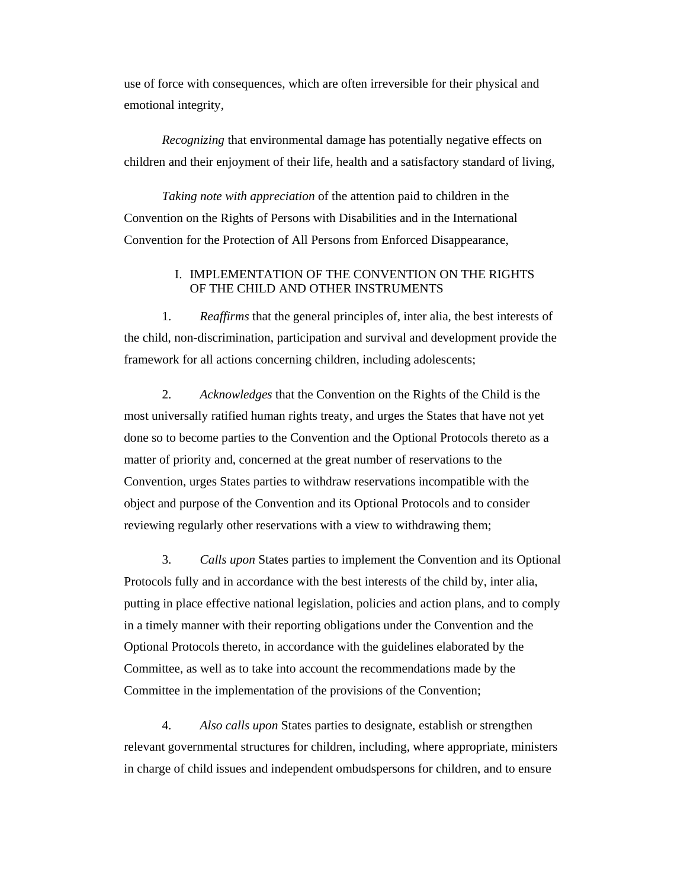use of force with consequences, which are often irreversible for their physical and emotional integrity,

*Recognizing* that environmental damage has potentially negative effects on children and their enjoyment of their life, health and a satisfactory standard of living,

*Taking note with appreciation* of the attention paid to children in the Convention on the Rights of Persons with Disabilities and in the International Convention for the Protection of All Persons from Enforced Disappearance,

## I. IMPLEMENTATION OF THE CONVENTION ON THE RIGHTS OF THE CHILD AND OTHER INSTRUMENTS

1. *Reaffirms* that the general principles of, inter alia, the best interests of the child, non-discrimination, participation and survival and development provide the framework for all actions concerning children, including adolescents;

2. *Acknowledges* that the Convention on the Rights of the Child is the most universally ratified human rights treaty, and urges the States that have not yet done so to become parties to the Convention and the Optional Protocols thereto as a matter of priority and, concerned at the great number of reservations to the Convention, urges States parties to withdraw reservations incompatible with the object and purpose of the Convention and its Optional Protocols and to consider reviewing regularly other reservations with a view to withdrawing them;

3. *Calls upon* States parties to implement the Convention and its Optional Protocols fully and in accordance with the best interests of the child by, inter alia, putting in place effective national legislation, policies and action plans, and to comply in a timely manner with their reporting obligations under the Convention and the Optional Protocols thereto, in accordance with the guidelines elaborated by the Committee, as well as to take into account the recommendations made by the Committee in the implementation of the provisions of the Convention;

4. *Also calls upon* States parties to designate, establish or strengthen relevant governmental structures for children, including, where appropriate, ministers in charge of child issues and independent ombudspersons for children, and to ensure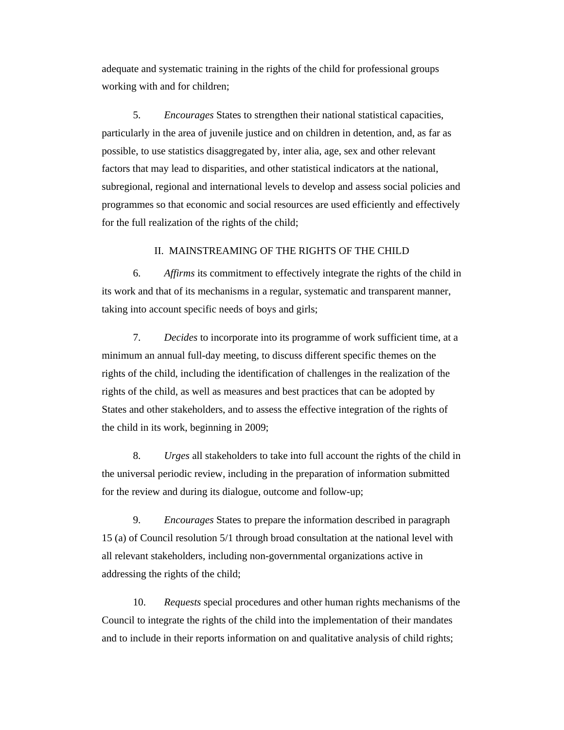adequate and systematic training in the rights of the child for professional groups working with and for children;

5. *Encourages* States to strengthen their national statistical capacities, particularly in the area of juvenile justice and on children in detention, and, as far as possible, to use statistics disaggregated by, inter alia, age, sex and other relevant factors that may lead to disparities, and other statistical indicators at the national, subregional, regional and international levels to develop and assess social policies and programmes so that economic and social resources are used efficiently and effectively for the full realization of the rights of the child;

## II. MAINSTREAMING OF THE RIGHTS OF THE CHILD

6. *Affirms* its commitment to effectively integrate the rights of the child in its work and that of its mechanisms in a regular, systematic and transparent manner, taking into account specific needs of boys and girls;

7. *Decides* to incorporate into its programme of work sufficient time, at a minimum an annual full-day meeting, to discuss different specific themes on the rights of the child, including the identification of challenges in the realization of the rights of the child, as well as measures and best practices that can be adopted by States and other stakeholders, and to assess the effective integration of the rights of the child in its work, beginning in 2009;

8. *Urges* all stakeholders to take into full account the rights of the child in the universal periodic review, including in the preparation of information submitted for the review and during its dialogue, outcome and follow-up;

9. *Encourages* States to prepare the information described in paragraph 15 (a) of Council resolution 5/1 through broad consultation at the national level with all relevant stakeholders, including non-governmental organizations active in addressing the rights of the child;

10. *Requests* special procedures and other human rights mechanisms of the Council to integrate the rights of the child into the implementation of their mandates and to include in their reports information on and qualitative analysis of child rights;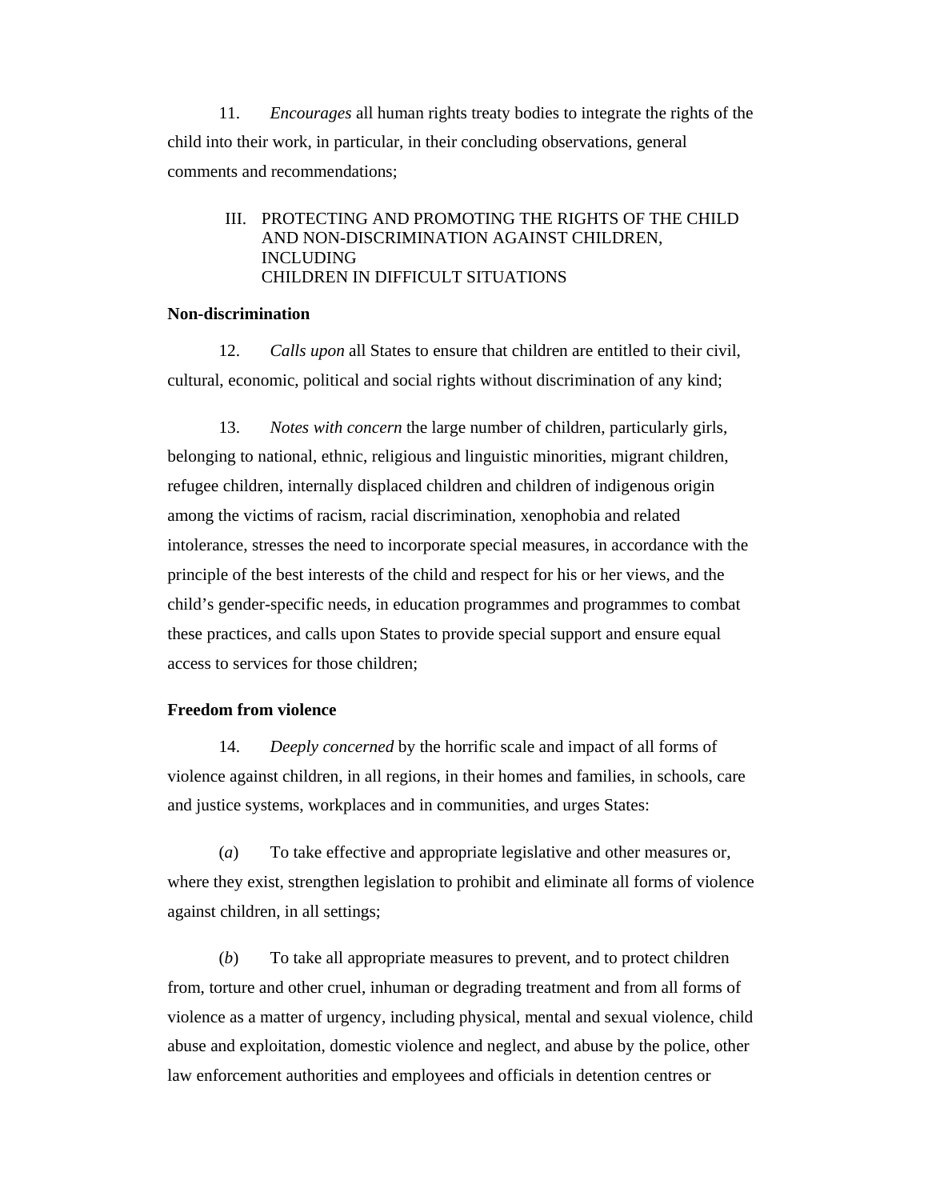11. *Encourages* all human rights treaty bodies to integrate the rights of the child into their work, in particular, in their concluding observations, general comments and recommendations;

## III. PROTECTING AND PROMOTING THE RIGHTS OF THE CHILD AND NON-DISCRIMINATION AGAINST CHILDREN, INCLUDING CHILDREN IN DIFFICULT SITUATIONS

**Non-discrimination**

12. *Calls upon* all States to ensure that children are entitled to their civil, cultural, economic, political and social rights without discrimination of any kind;

13. *Notes with concern* the large number of children, particularly girls, belonging to national, ethnic, religious and linguistic minorities, migrant children, refugee children, internally displaced children and children of indigenous origin among the victims of racism, racial discrimination, xenophobia and related intolerance, stresses the need to incorporate special measures, in accordance with the principle of the best interests of the child and respect for his or her views, and the child's gender-specific needs, in education programmes and programmes to combat these practices, and calls upon States to provide special support and ensure equal access to services for those children;

**Freedom from violence**

14. *Deeply concerned* by the horrific scale and impact of all forms of violence against children, in all regions, in their homes and families, in schools, care and justice systems, workplaces and in communities, and urges States:

(*a*) To take effective and appropriate legislative and other measures or, where they exist, strengthen legislation to prohibit and eliminate all forms of violence against children, in all settings;

(*b*) To take all appropriate measures to prevent, and to protect children from, torture and other cruel, inhuman or degrading treatment and from all forms of violence as a matter of urgency, including physical, mental and sexual violence, child abuse and exploitation, domestic violence and neglect, and abuse by the police, other law enforcement authorities and employees and officials in detention centres or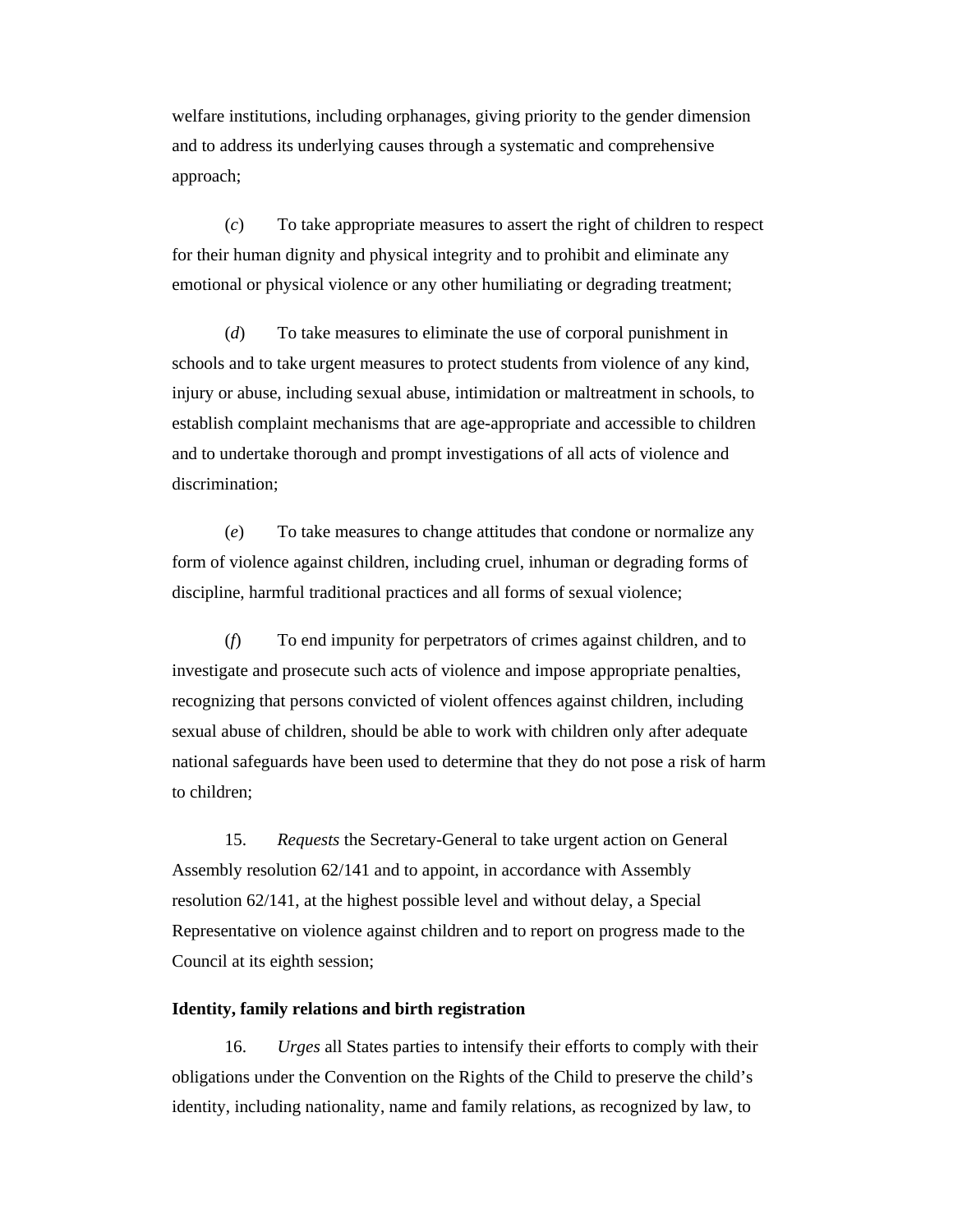welfare institutions, including orphanages, giving priority to the gender dimension and to address its underlying causes through a systematic and comprehensive approach;

(*c*) To take appropriate measures to assert the right of children to respect for their human dignity and physical integrity and to prohibit and eliminate any emotional or physical violence or any other humiliating or degrading treatment;

(*d*) To take measures to eliminate the use of corporal punishment in schools and to take urgent measures to protect students from violence of any kind, injury or abuse, including sexual abuse, intimidation or maltreatment in schools, to establish complaint mechanisms that are age-appropriate and accessible to children and to undertake thorough and prompt investigations of all acts of violence and discrimination;

(*e*) To take measures to change attitudes that condone or normalize any form of violence against children, including cruel, inhuman or degrading forms of discipline, harmful traditional practices and all forms of sexual violence;

(*f*) To end impunity for perpetrators of crimes against children, and to investigate and prosecute such acts of violence and impose appropriate penalties, recognizing that persons convicted of violent offences against children, including sexual abuse of children, should be able to work with children only after adequate national safeguards have been used to determine that they do not pose a risk of harm to children;

15. *Requests* the Secretary-General to take urgent action on General Assembly resolution 62/141 and to appoint, in accordance with Assembly resolution 62/141, at the highest possible level and without delay, a Special Representative on violence against children and to report on progress made to the Council at its eighth session;

**Identity, family relations and birth registration**

16. *Urges* all States parties to intensify their efforts to comply with their obligations under the Convention on the Rights of the Child to preserve the child's identity, including nationality, name and family relations, as recognized by law, to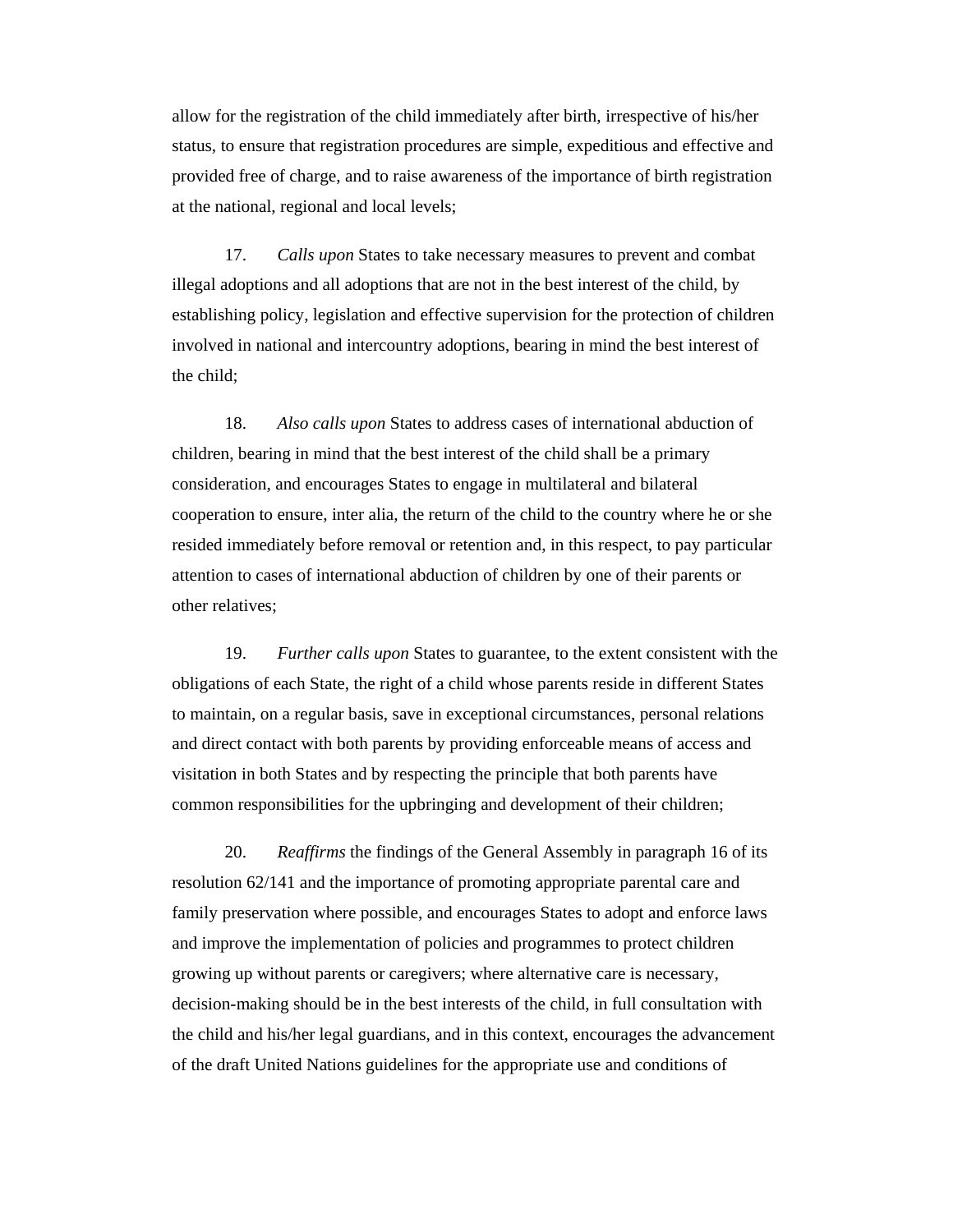allow for the registration of the child immediately after birth, irrespective of his/her status, to ensure that registration procedures are simple, expeditious and effective and provided free of charge, and to raise awareness of the importance of birth registration at the national, regional and local levels;

17. *Calls upon* States to take necessary measures to prevent and combat illegal adoptions and all adoptions that are not in the best interest of the child, by establishing policy, legislation and effective supervision for the protection of children involved in national and intercountry adoptions, bearing in mind the best interest of the child;

18. *Also calls upon* States to address cases of international abduction of children, bearing in mind that the best interest of the child shall be a primary consideration, and encourages States to engage in multilateral and bilateral cooperation to ensure, inter alia, the return of the child to the country where he or she resided immediately before removal or retention and, in this respect, to pay particular attention to cases of international abduction of children by one of their parents or other relatives;

19. *Further calls upon* States to guarantee, to the extent consistent with the obligations of each State, the right of a child whose parents reside in different States to maintain, on a regular basis, save in exceptional circumstances, personal relations and direct contact with both parents by providing enforceable means of access and visitation in both States and by respecting the principle that both parents have common responsibilities for the upbringing and development of their children;

20. *Reaffirms* the findings of the General Assembly in paragraph 16 of its resolution 62/141 and the importance of promoting appropriate parental care and family preservation where possible, and encourages States to adopt and enforce laws and improve the implementation of policies and programmes to protect children growing up without parents or caregivers; where alternative care is necessary, decision-making should be in the best interests of the child, in full consultation with the child and his/her legal guardians, and in this context, encourages the advancement of the draft United Nations guidelines for the appropriate use and conditions of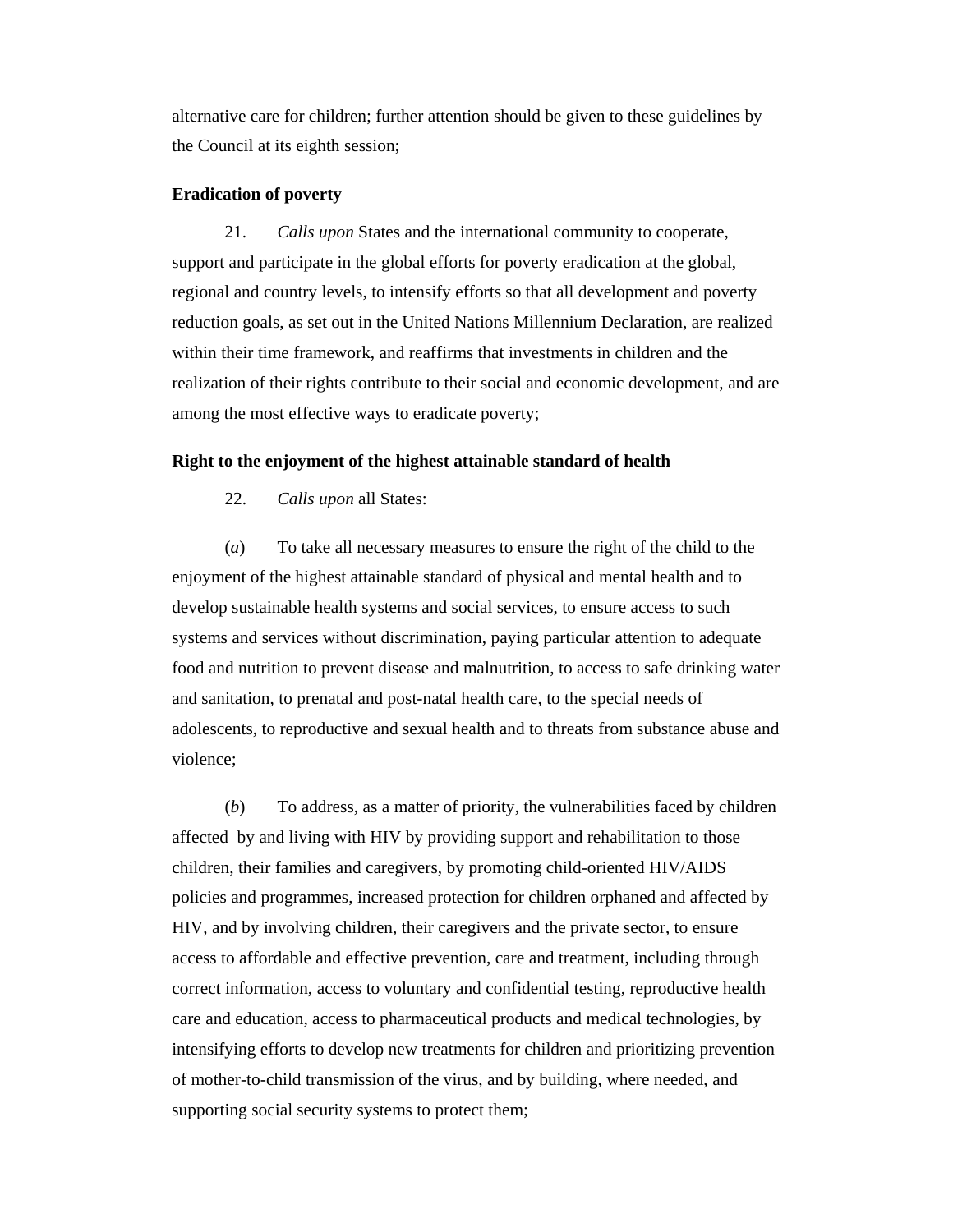alternative care for children; further attention should be given to these guidelines by the Council at its eighth session;

**Eradication of poverty**

21. *Calls upon* States and the international community to cooperate, support and participate in the global efforts for poverty eradication at the global, regional and country levels, to intensify efforts so that all development and poverty reduction goals, as set out in the United Nations Millennium Declaration, are realized within their time framework, and reaffirms that investments in children and the realization of their rights contribute to their social and economic development, and are among the most effective ways to eradicate poverty;

**Right to the enjoyment of the highest attainable standard of health**

22. *Calls upon* all States:

(*a*) To take all necessary measures to ensure the right of the child to the enjoyment of the highest attainable standard of physical and mental health and to develop sustainable health systems and social services, to ensure access to such systems and services without discrimination, paying particular attention to adequate food and nutrition to prevent disease and malnutrition, to access to safe drinking water and sanitation, to prenatal and post-natal health care, to the special needs of adolescents, to reproductive and sexual health and to threats from substance abuse and violence;

(*b*) To address, as a matter of priority, the vulnerabilities faced by children affected by and living with HIV by providing support and rehabilitation to those children, their families and caregivers, by promoting child-oriented HIV/AIDS policies and programmes, increased protection for children orphaned and affected by HIV, and by involving children, their caregivers and the private sector, to ensure access to affordable and effective prevention, care and treatment, including through correct information, access to voluntary and confidential testing, reproductive health care and education, access to pharmaceutical products and medical technologies, by intensifying efforts to develop new treatments for children and prioritizing prevention of mother-to-child transmission of the virus, and by building, where needed, and supporting social security systems to protect them;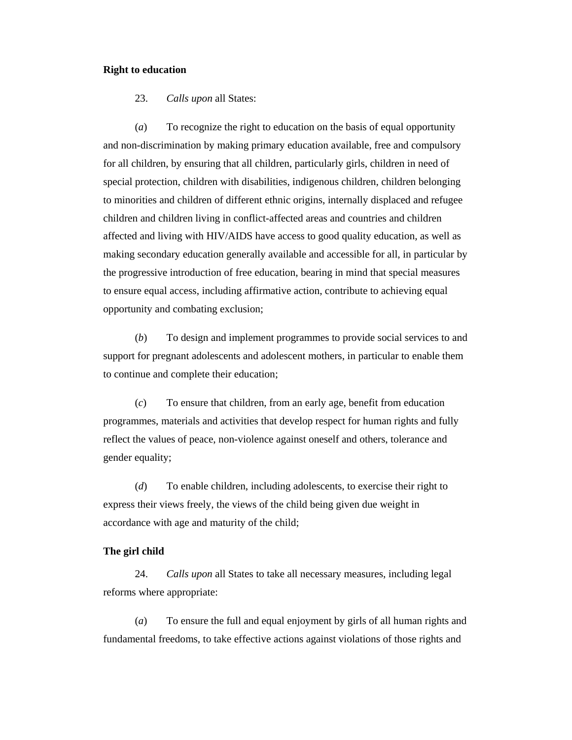**Right to education**

23. *Calls upon* all States:

(*a*) To recognize the right to education on the basis of equal opportunity and non-discrimination by making primary education available, free and compulsory for all children, by ensuring that all children, particularly girls, children in need of special protection, children with disabilities, indigenous children, children belonging to minorities and children of different ethnic origins, internally displaced and refugee children and children living in conflict-affected areas and countries and children affected and living with HIV/AIDS have access to good quality education, as well as making secondary education generally available and accessible for all, in particular by the progressive introduction of free education, bearing in mind that special measures to ensure equal access, including affirmative action, contribute to achieving equal opportunity and combating exclusion;

(*b*) To design and implement programmes to provide social services to and support for pregnant adolescents and adolescent mothers, in particular to enable them to continue and complete their education;

(*c*) To ensure that children, from an early age, benefit from education programmes, materials and activities that develop respect for human rights and fully reflect the values of peace, non-violence against oneself and others, tolerance and gender equality;

(*d*) To enable children, including adolescents, to exercise their right to express their views freely, the views of the child being given due weight in accordance with age and maturity of the child;

**The girl child**

24. *Calls upon* all States to take all necessary measures, including legal reforms where appropriate:

(*a*) To ensure the full and equal enjoyment by girls of all human rights and fundamental freedoms, to take effective actions against violations of those rights and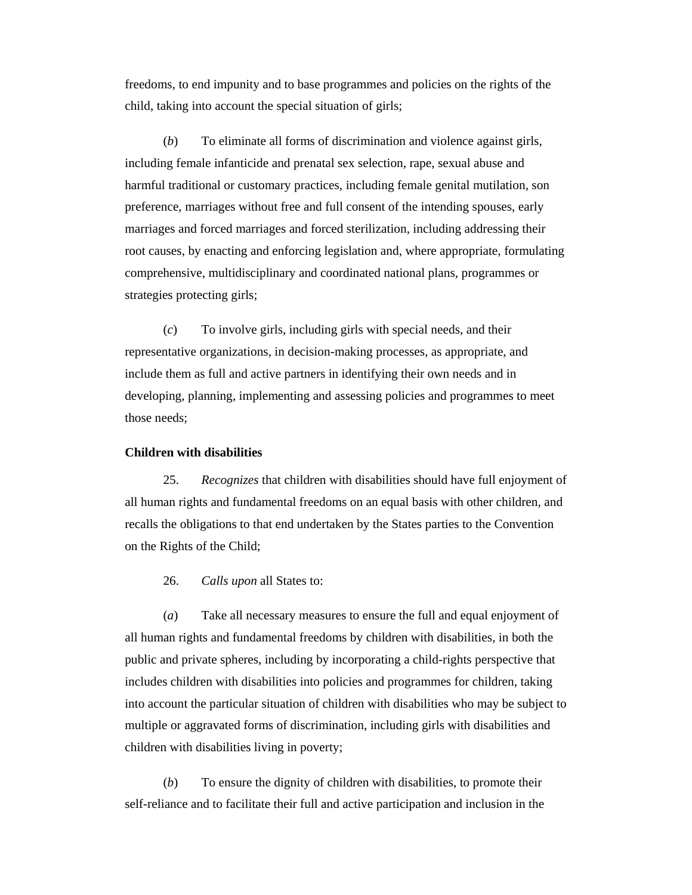freedoms, to end impunity and to base programmes and policies on the rights of the child, taking into account the special situation of girls;

(*b*) To eliminate all forms of discrimination and violence against girls, including female infanticide and prenatal sex selection, rape, sexual abuse and harmful traditional or customary practices, including female genital mutilation, son preference, marriages without free and full consent of the intending spouses, early marriages and forced marriages and forced sterilization, including addressing their root causes, by enacting and enforcing legislation and, where appropriate, formulating comprehensive, multidisciplinary and coordinated national plans, programmes or strategies protecting girls;

(*c*) To involve girls, including girls with special needs, and their representative organizations, in decision-making processes, as appropriate, and include them as full and active partners in identifying their own needs and in developing, planning, implementing and assessing policies and programmes to meet those needs;

**Children with disabilities**

25. *Recognizes* that children with disabilities should have full enjoyment of all human rights and fundamental freedoms on an equal basis with other children, and recalls the obligations to that end undertaken by the States parties to the Convention on the Rights of the Child;

26. *Calls upon* all States to:

(*a*) Take all necessary measures to ensure the full and equal enjoyment of all human rights and fundamental freedoms by children with disabilities, in both the public and private spheres, including by incorporating a child-rights perspective that includes children with disabilities into policies and programmes for children, taking into account the particular situation of children with disabilities who may be subject to multiple or aggravated forms of discrimination, including girls with disabilities and children with disabilities living in poverty;

(*b*) To ensure the dignity of children with disabilities, to promote their self-reliance and to facilitate their full and active participation and inclusion in the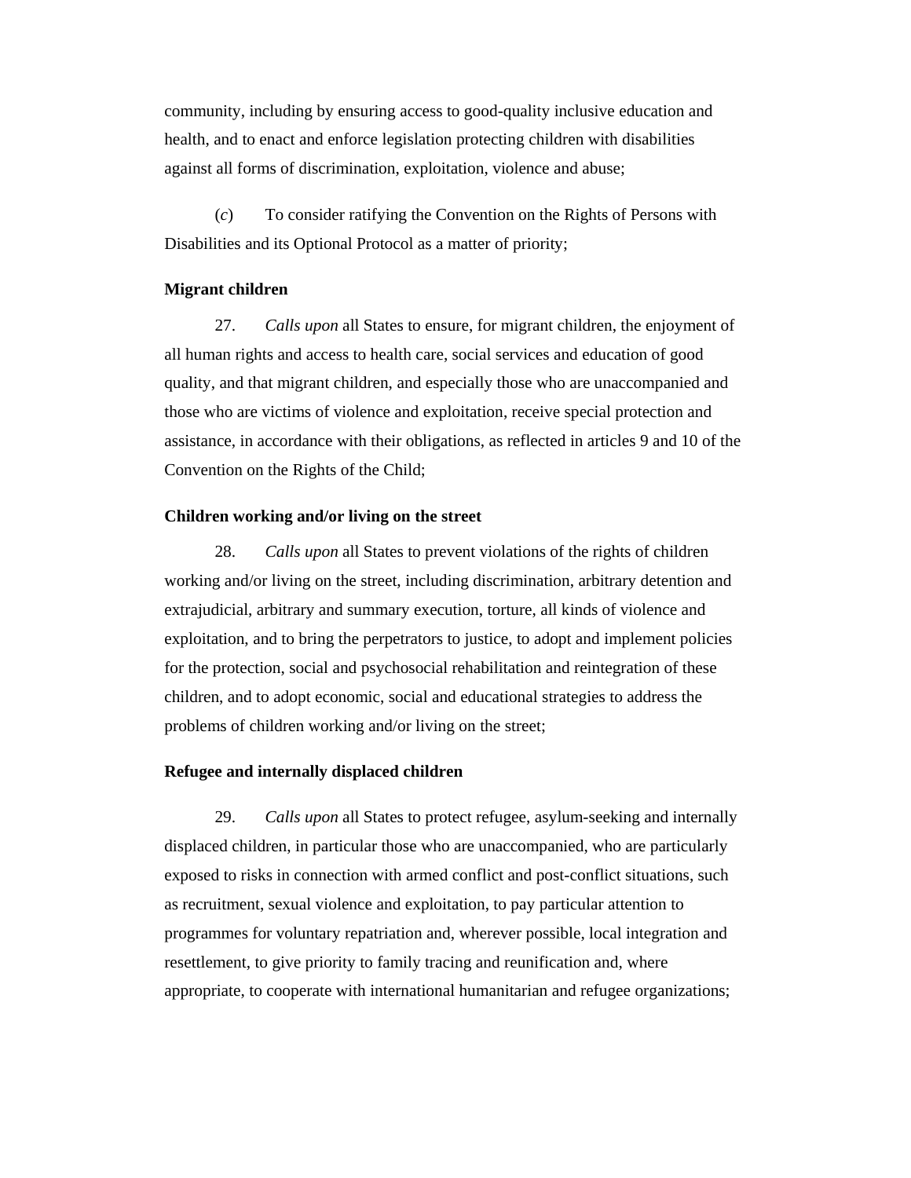community, including by ensuring access to good-quality inclusive education and health, and to enact and enforce legislation protecting children with disabilities against all forms of discrimination, exploitation, violence and abuse;

(*c*) To consider ratifying the Convention on the Rights of Persons with Disabilities and its Optional Protocol as a matter of priority;

**Migrant children**

27. *Calls upon* all States to ensure, for migrant children, the enjoyment of all human rights and access to health care, social services and education of good quality, and that migrant children, and especially those who are unaccompanied and those who are victims of violence and exploitation, receive special protection and assistance, in accordance with their obligations, as reflected in articles 9 and 10 of the Convention on the Rights of the Child;

**Children working and/or living on the street**

28. *Calls upon* all States to prevent violations of the rights of children working and/or living on the street, including discrimination, arbitrary detention and extrajudicial, arbitrary and summary execution, torture, all kinds of violence and exploitation, and to bring the perpetrators to justice, to adopt and implement policies for the protection, social and psychosocial rehabilitation and reintegration of these children, and to adopt economic, social and educational strategies to address the problems of children working and/or living on the street;

**Refugee and internally displaced children**

29. *Calls upon* all States to protect refugee, asylum-seeking and internally displaced children, in particular those who are unaccompanied, who are particularly exposed to risks in connection with armed conflict and post-conflict situations, such as recruitment, sexual violence and exploitation, to pay particular attention to programmes for voluntary repatriation and, wherever possible, local integration and resettlement, to give priority to family tracing and reunification and, where appropriate, to cooperate with international humanitarian and refugee organizations;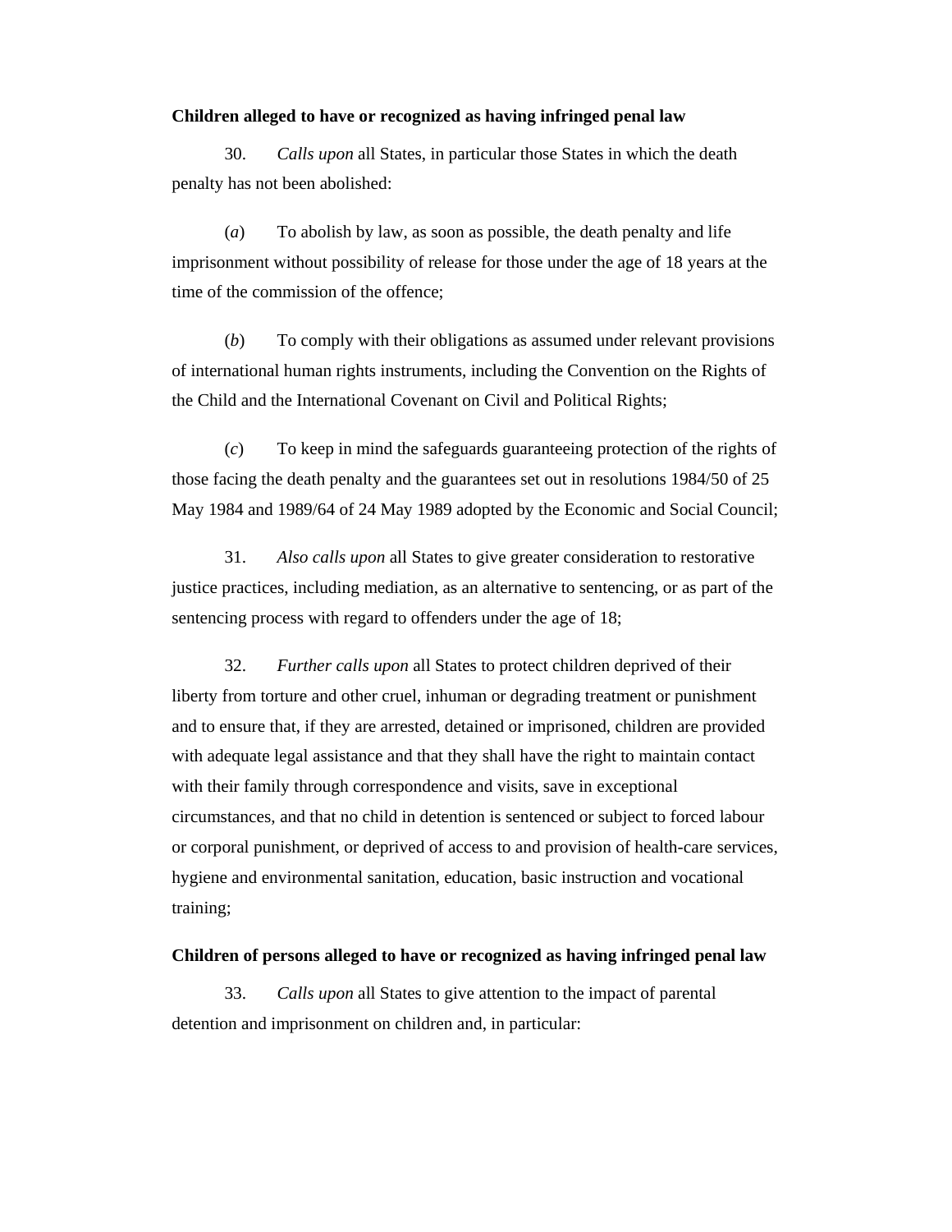**Children alleged to have or recognized as having infringed penal law**

30. *Calls upon* all States, in particular those States in which the death penalty has not been abolished:

(*a*) To abolish by law, as soon as possible, the death penalty and life imprisonment without possibility of release for those under the age of 18 years at the time of the commission of the offence;

(*b*) To comply with their obligations as assumed under relevant provisions of international human rights instruments, including the Convention on the Rights of the Child and the International Covenant on Civil and Political Rights;

(*c*) To keep in mind the safeguards guaranteeing protection of the rights of those facing the death penalty and the guarantees set out in resolutions 1984/50 of 25 May 1984 and 1989/64 of 24 May 1989 adopted by the Economic and Social Council;

31. *Also calls upon* all States to give greater consideration to restorative justice practices, including mediation, as an alternative to sentencing, or as part of the sentencing process with regard to offenders under the age of 18;

32. *Further calls upon* all States to protect children deprived of their liberty from torture and other cruel, inhuman or degrading treatment or punishment and to ensure that, if they are arrested, detained or imprisoned, children are provided with adequate legal assistance and that they shall have the right to maintain contact with their family through correspondence and visits, save in exceptional circumstances, and that no child in detention is sentenced or subject to forced labour or corporal punishment, or deprived of access to and provision of health-care services, hygiene and environmental sanitation, education, basic instruction and vocational training;

**Children of persons alleged to have or recognized as having infringed penal law**

33. *Calls upon* all States to give attention to the impact of parental detention and imprisonment on children and, in particular: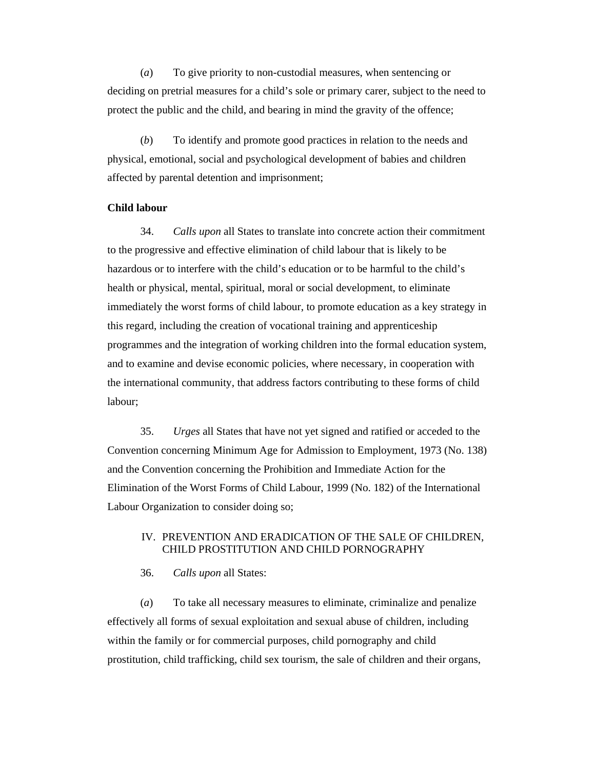(*a*) To give priority to non-custodial measures, when sentencing or deciding on pretrial measures for a child's sole or primary carer, subject to the need to protect the public and the child, and bearing in mind the gravity of the offence;

(*b*) To identify and promote good practices in relation to the needs and physical, emotional, social and psychological development of babies and children affected by parental detention and imprisonment;

**Child labour**

34. *Calls upon* all States to translate into concrete action their commitment to the progressive and effective elimination of child labour that is likely to be hazardous or to interfere with the child's education or to be harmful to the child's health or physical, mental, spiritual, moral or social development, to eliminate immediately the worst forms of child labour, to promote education as a key strategy in this regard, including the creation of vocational training and apprenticeship programmes and the integration of working children into the formal education system, and to examine and devise economic policies, where necessary, in cooperation with the international community, that address factors contributing to these forms of child labour;

35. *Urges* all States that have not yet signed and ratified or acceded to the Convention concerning Minimum Age for Admission to Employment, 1973 (No. 138) and the Convention concerning the Prohibition and Immediate Action for the Elimination of the Worst Forms of Child Labour, 1999 (No. 182) of the International Labour Organization to consider doing so;

## IV. PREVENTION AND ERADICATION OF THE SALE OF CHILDREN, CHILD PROSTITUTION AND CHILD PORNOGRAPHY

36. *Calls upon* all States:

(*a*) To take all necessary measures to eliminate, criminalize and penalize effectively all forms of sexual exploitation and sexual abuse of children, including within the family or for commercial purposes, child pornography and child prostitution, child trafficking, child sex tourism, the sale of children and their organs,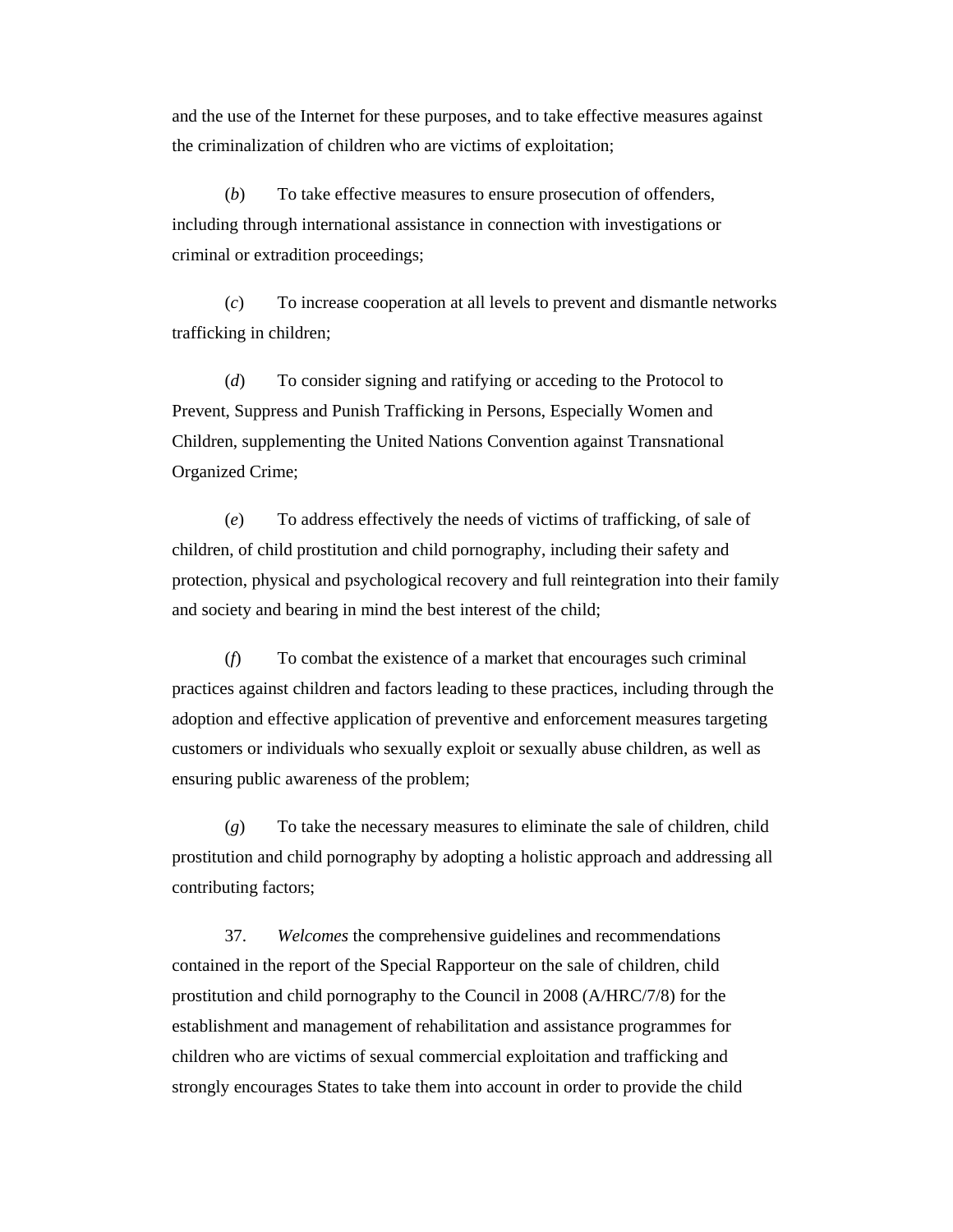and the use of the Internet for these purposes, and to take effective measures against the criminalization of children who are victims of exploitation;

(*b*) To take effective measures to ensure prosecution of offenders, including through international assistance in connection with investigations or criminal or extradition proceedings;

(*c*) To increase cooperation at all levels to prevent and dismantle networks trafficking in children;

(*d*) To consider signing and ratifying or acceding to the Protocol to Prevent, Suppress and Punish Trafficking in Persons, Especially Women and Children, supplementing the United Nations Convention against Transnational Organized Crime;

(*e*) To address effectively the needs of victims of trafficking, of sale of children, of child prostitution and child pornography, including their safety and protection, physical and psychological recovery and full reintegration into their family and society and bearing in mind the best interest of the child;

(*f*) To combat the existence of a market that encourages such criminal practices against children and factors leading to these practices, including through the adoption and effective application of preventive and enforcement measures targeting customers or individuals who sexually exploit or sexually abuse children, as well as ensuring public awareness of the problem;

(*g*) To take the necessary measures to eliminate the sale of children, child prostitution and child pornography by adopting a holistic approach and addressing all contributing factors;

37. *Welcomes* the comprehensive guidelines and recommendations contained in the report of the Special Rapporteur on the sale of children, child prostitution and child pornography to the Council in 2008 (A/HRC/7/8) for the establishment and management of rehabilitation and assistance programmes for children who are victims of sexual commercial exploitation and trafficking and strongly encourages States to take them into account in order to provide the child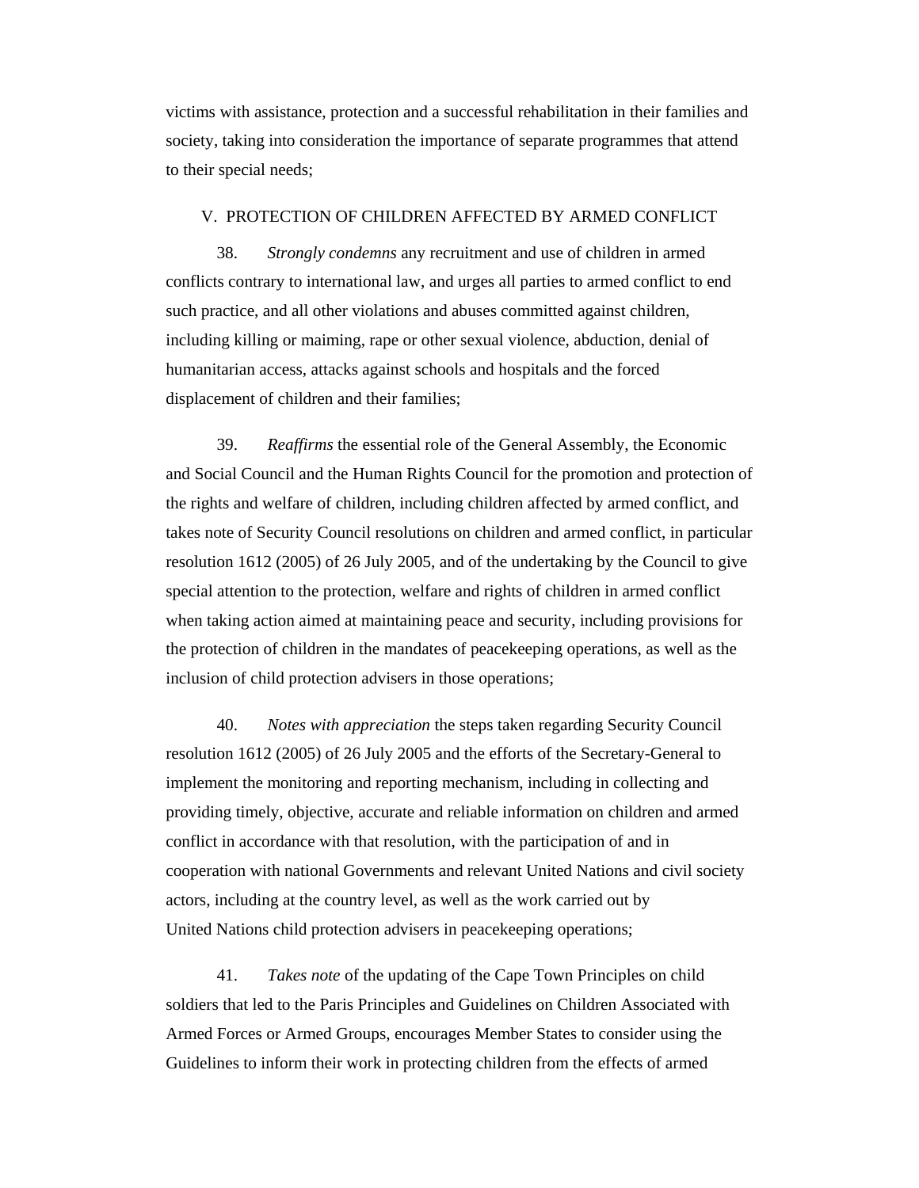victims with assistance, protection and a successful rehabilitation in their families and society, taking into consideration the importance of separate programmes that attend to their special needs;

## V. PROTECTION OF CHILDREN AFFECTED BY ARMED CONFLICT

38. *Strongly condemns* any recruitment and use of children in armed conflicts contrary to international law, and urges all parties to armed conflict to end such practice, and all other violations and abuses committed against children, including killing or maiming, rape or other sexual violence, abduction, denial of humanitarian access, attacks against schools and hospitals and the forced displacement of children and their families;

39. *Reaffirms* the essential role of the General Assembly, the Economic and Social Council and the Human Rights Council for the promotion and protection of the rights and welfare of children, including children affected by armed conflict, and takes note of Security Council resolutions on children and armed conflict, in particular resolution 1612 (2005) of 26 July 2005, and of the undertaking by the Council to give special attention to the protection, welfare and rights of children in armed conflict when taking action aimed at maintaining peace and security, including provisions for the protection of children in the mandates of peacekeeping operations, as well as the inclusion of child protection advisers in those operations;

40. *Notes with appreciation* the steps taken regarding Security Council resolution 1612 (2005) of 26 July 2005 and the efforts of the Secretary-General to implement the monitoring and reporting mechanism, including in collecting and providing timely, objective, accurate and reliable information on children and armed conflict in accordance with that resolution, with the participation of and in cooperation with national Governments and relevant United Nations and civil society actors, including at the country level, as well as the work carried out by United Nations child protection advisers in peacekeeping operations;

41. *Takes note* of the updating of the Cape Town Principles on child soldiers that led to the Paris Principles and Guidelines on Children Associated with Armed Forces or Armed Groups, encourages Member States to consider using the Guidelines to inform their work in protecting children from the effects of armed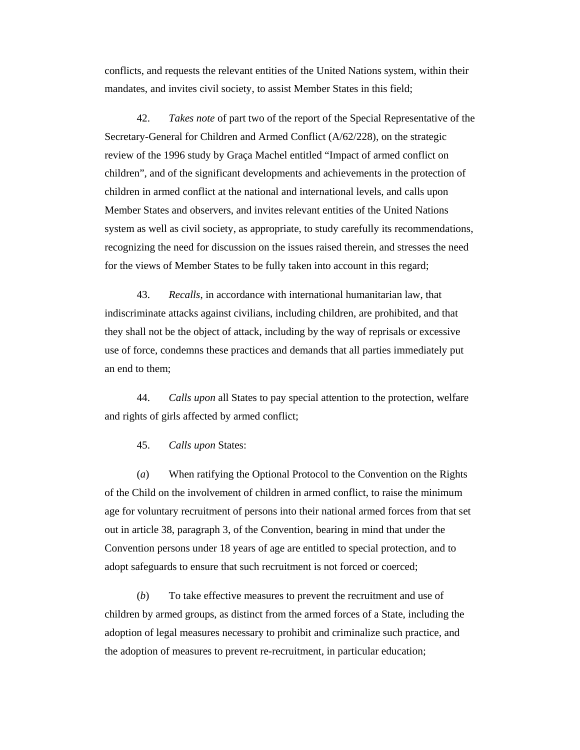conflicts, and requests the relevant entities of the United Nations system, within their mandates, and invites civil society, to assist Member States in this field;

42. *Takes note* of part two of the report of the Special Representative of the Secretary-General for Children and Armed Conflict (A/62/228), on the strategic review of the 1996 study by Graça Machel entitled "Impact of armed conflict on children", and of the significant developments and achievements in the protection of children in armed conflict at the national and international levels, and calls upon Member States and observers, and invites relevant entities of the United Nations system as well as civil society, as appropriate, to study carefully its recommendations, recognizing the need for discussion on the issues raised therein, and stresses the need for the views of Member States to be fully taken into account in this regard;

43. *Recalls*, in accordance with international humanitarian law, that indiscriminate attacks against civilians, including children, are prohibited, and that they shall not be the object of attack, including by the way of reprisals or excessive use of force, condemns these practices and demands that all parties immediately put an end to them;

44. *Calls upon* all States to pay special attention to the protection, welfare and rights of girls affected by armed conflict;

45. *Calls upon* States:

(*a*) When ratifying the Optional Protocol to the Convention on the Rights of the Child on the involvement of children in armed conflict, to raise the minimum age for voluntary recruitment of persons into their national armed forces from that set out in article 38, paragraph 3, of the Convention, bearing in mind that under the Convention persons under 18 years of age are entitled to special protection, and to adopt safeguards to ensure that such recruitment is not forced or coerced;

(*b*) To take effective measures to prevent the recruitment and use of children by armed groups, as distinct from the armed forces of a State, including the adoption of legal measures necessary to prohibit and criminalize such practice, and the adoption of measures to prevent re-recruitment, in particular education;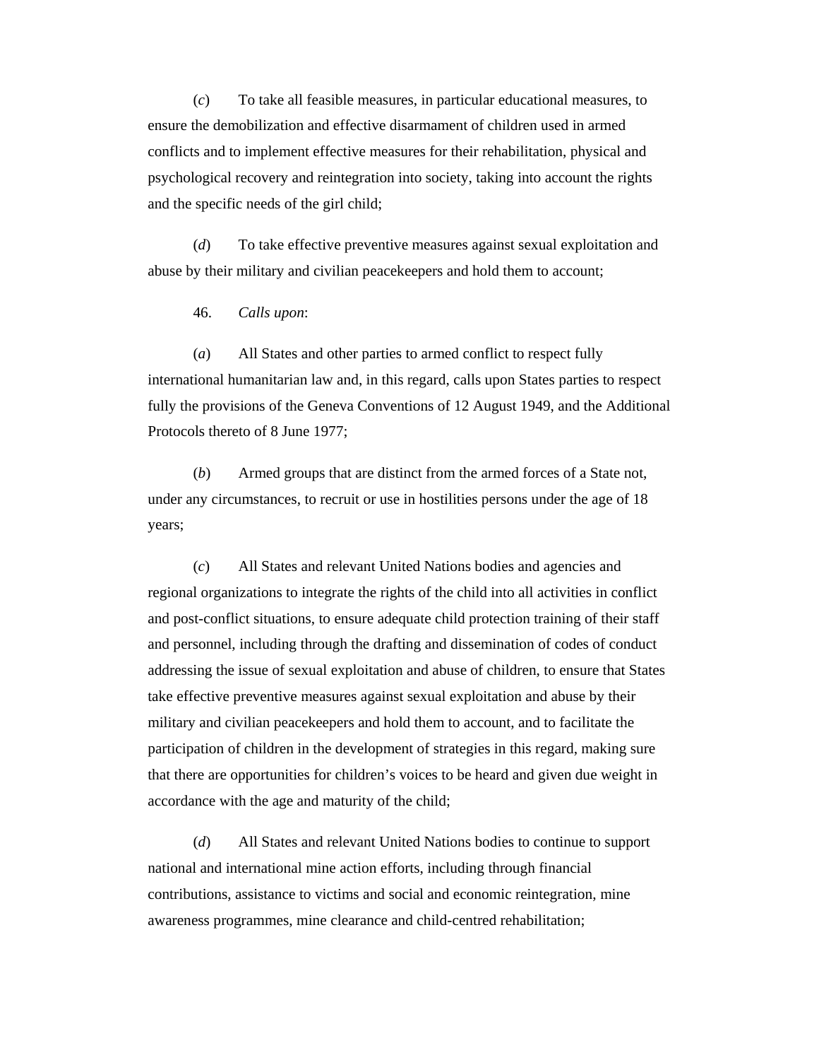(*c*) To take all feasible measures, in particular educational measures, to ensure the demobilization and effective disarmament of children used in armed conflicts and to implement effective measures for their rehabilitation, physical and psychological recovery and reintegration into society, taking into account the rights and the specific needs of the girl child;

(*d*) To take effective preventive measures against sexual exploitation and abuse by their military and civilian peacekeepers and hold them to account;

46. *Calls upon*:

(*a*) All States and other parties to armed conflict to respect fully international humanitarian law and, in this regard, calls upon States parties to respect fully the provisions of the Geneva Conventions of 12 August 1949, and the Additional Protocols thereto of 8 June 1977;

(*b*) Armed groups that are distinct from the armed forces of a State not, under any circumstances, to recruit or use in hostilities persons under the age of 18 years;

(*c*) All States and relevant United Nations bodies and agencies and regional organizations to integrate the rights of the child into all activities in conflict and post-conflict situations, to ensure adequate child protection training of their staff and personnel, including through the drafting and dissemination of codes of conduct addressing the issue of sexual exploitation and abuse of children, to ensure that States take effective preventive measures against sexual exploitation and abuse by their military and civilian peacekeepers and hold them to account, and to facilitate the participation of children in the development of strategies in this regard, making sure that there are opportunities for children's voices to be heard and given due weight in accordance with the age and maturity of the child;

(*d*) All States and relevant United Nations bodies to continue to support national and international mine action efforts, including through financial contributions, assistance to victims and social and economic reintegration, mine awareness programmes, mine clearance and child-centred rehabilitation;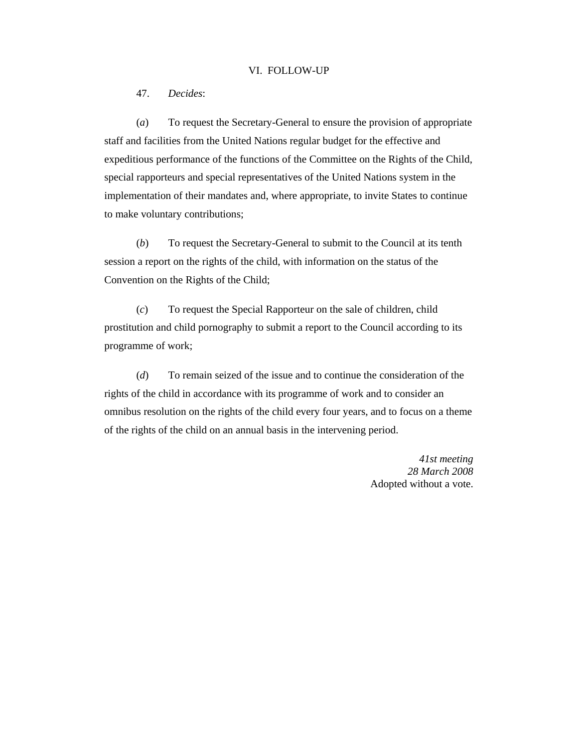## VI. FOLLOW-UP

47. *Decides*:

(*a*) To request the Secretary-General to ensure the provision of appropriate staff and facilities from the United Nations regular budget for the effective and expeditious performance of the functions of the Committee on the Rights of the Child, special rapporteurs and special representatives of the United Nations system in the implementation of their mandates and, where appropriate, to invite States to continue to make voluntary contributions;

(*b*) To request the Secretary-General to submit to the Council at its tenth session a report on the rights of the child, with information on the status of the Convention on the Rights of the Child;

(*c*) To request the Special Rapporteur on the sale of children, child prostitution and child pornography to submit a report to the Council according to its programme of work;

(*d*) To remain seized of the issue and to continue the consideration of the rights of the child in accordance with its programme of work and to consider an omnibus resolution on the rights of the child every four years, and to focus on a theme of the rights of the child on an annual basis in the intervening period.

*41st meeting*
*28 March 2008*
Adopted without a vote.